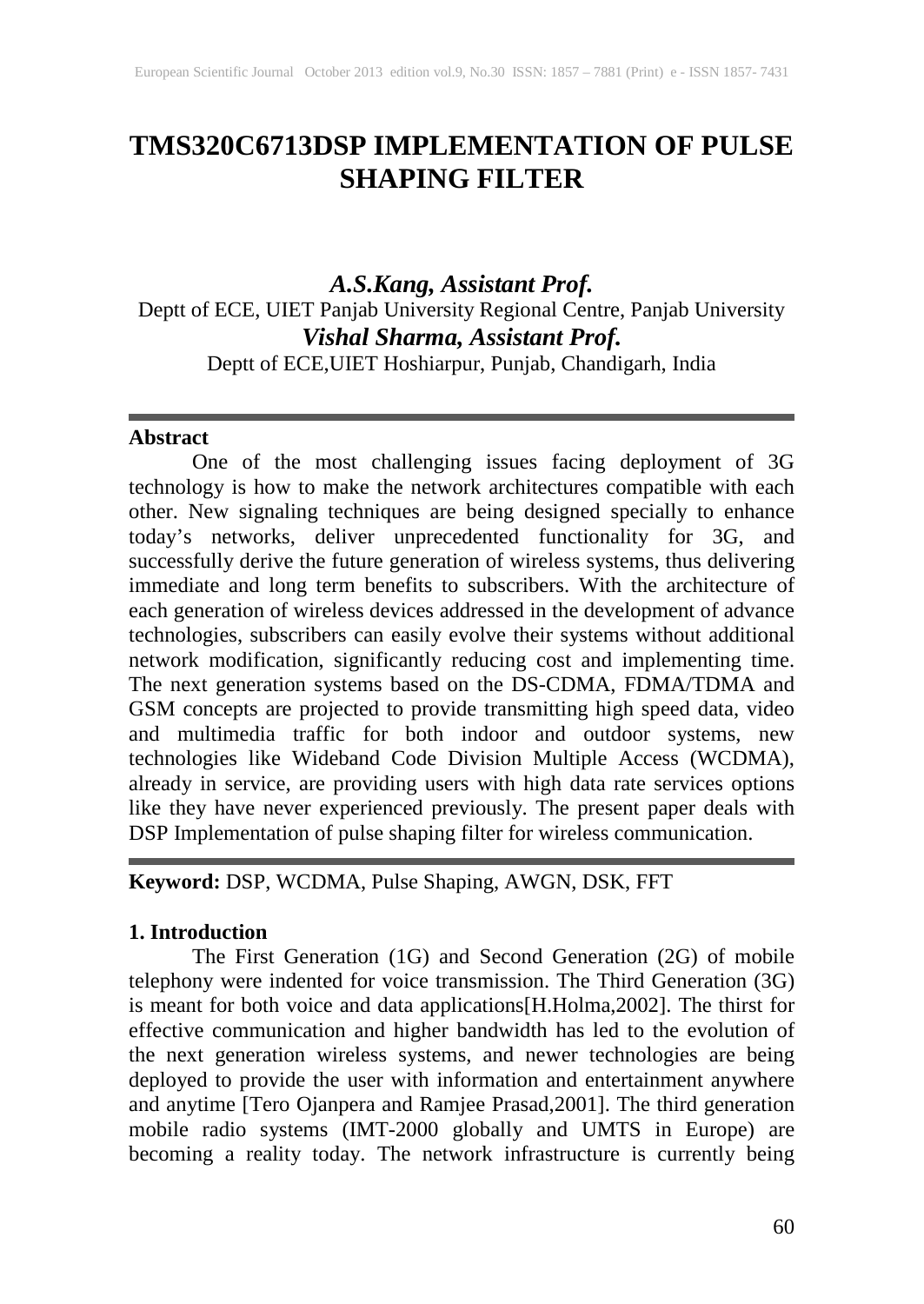# TMS320C6713DSP IMPLEMENTATION OF PULSE SHAPING FILTER

***A.S.Kang, Assistant Prof.***

Deptt of ECE, UIET Panjab University Regional Centre, Panjab University

***Vishal Sharma, Assistant Prof.***

Deptt of ECE,UIET Hoshiarpur, Punjab, Chandigarh, India

---

**Abstract**

One of the most challenging issues facing deployment of 3G technology is how to make the network architectures compatible with each other. New signaling techniques are being designed specially to enhance today's networks, deliver unprecedented functionality for 3G, and successfully derive the future generation of wireless systems, thus delivering immediate and long term benefits to subscribers. With the architecture of each generation of wireless devices addressed in the development of advance technologies, subscribers can easily evolve their systems without additional network modification, significantly reducing cost and implementing time. The next generation systems based on the DS-CDMA, FDMA/TDMA and GSM concepts are projected to provide transmitting high speed data, video and multimedia traffic for both indoor and outdoor systems, new technologies like Wideband Code Division Multiple Access (WCDMA), already in service, are providing users with high data rate services options like they have never experienced previously. The present paper deals with DSP Implementation of pulse shaping filter for wireless communication.

---

**Keyword:** DSP, WCDMA, Pulse Shaping, AWGN, DSK, FFT

## 1. Introduction

The First Generation (1G) and Second Generation (2G) of mobile telephony were indented for voice transmission. The Third Generation (3G) is meant for both voice and data applications[H.Holma,2002]. The thirst for effective communication and higher bandwidth has led to the evolution of the next generation wireless systems, and newer technologies are being deployed to provide the user with information and entertainment anywhere and anytime [Tero Ojanpera and Ramjee Prasad,2001]. The third generation mobile radio systems (IMT-2000 globally and UMTS in Europe) are becoming a reality today. The network infrastructure is currently being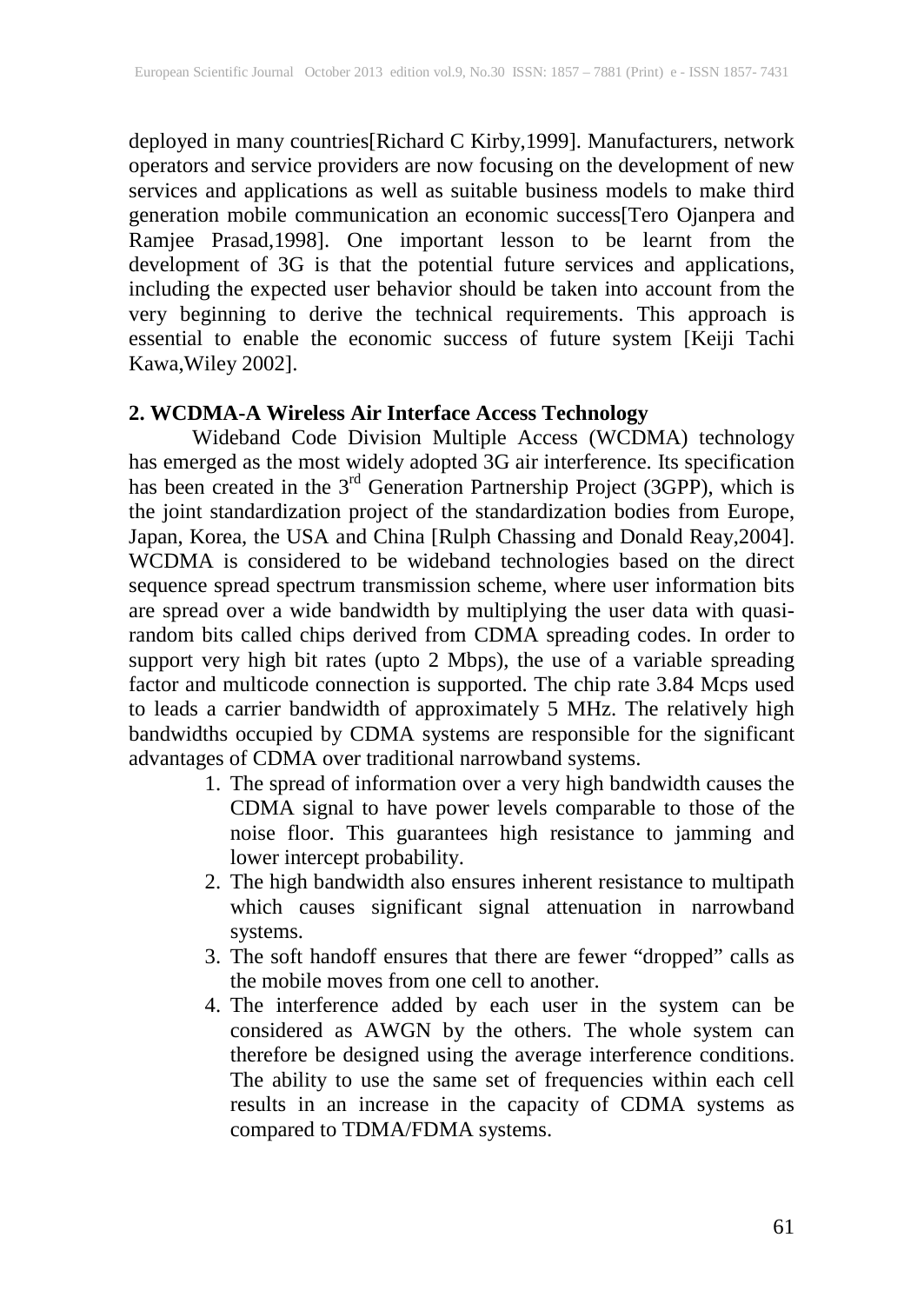deployed in many countries[Richard C Kirby,1999]. Manufacturers, network operators and service providers are now focusing on the development of new services and applications as well as suitable business models to make third generation mobile communication an economic success[Tero Ojanpera and Ramjee Prasad,1998]. One important lesson to be learnt from the development of 3G is that the potential future services and applications, including the expected user behavior should be taken into account from the very beginning to derive the technical requirements. This approach is essential to enable the economic success of future system [Keiji Tachi Kawa,Wiley 2002].

## 2. WCDMA-A Wireless Air Interface Access Technology

Wideband Code Division Multiple Access (WCDMA) technology has emerged as the most widely adopted 3G air interference. Its specification has been created in the 3rd Generation Partnership Project (3GPP), which is the joint standardization project of the standardization bodies from Europe, Japan, Korea, the USA and China [Rulph Chassing and Donald Reay,2004]. WCDMA is considered to be wideband technologies based on the direct sequence spread spectrum transmission scheme, where user information bits are spread over a wide bandwidth by multiplying the user data with quasi-random bits called chips derived from CDMA spreading codes. In order to support very high bit rates (upto 2 Mbps), the use of a variable spreading factor and multicode connection is supported. The chip rate 3.84 Mcps used to leads a carrier bandwidth of approximately 5 MHz. The relatively high bandwidths occupied by CDMA systems are responsible for the significant advantages of CDMA over traditional narrowband systems.

1. The spread of information over a very high bandwidth causes the CDMA signal to have power levels comparable to those of the noise floor. This guarantees high resistance to jamming and lower intercept probability.
2. The high bandwidth also ensures inherent resistance to multipath which causes significant signal attenuation in narrowband systems.
3. The soft handoff ensures that there are fewer "dropped" calls as the mobile moves from one cell to another.
4. The interference added by each user in the system can be considered as AWGN by the others. The whole system can therefore be designed using the average interference conditions. The ability to use the same set of frequencies within each cell results in an increase in the capacity of CDMA systems as compared to TDMA/FDMA systems.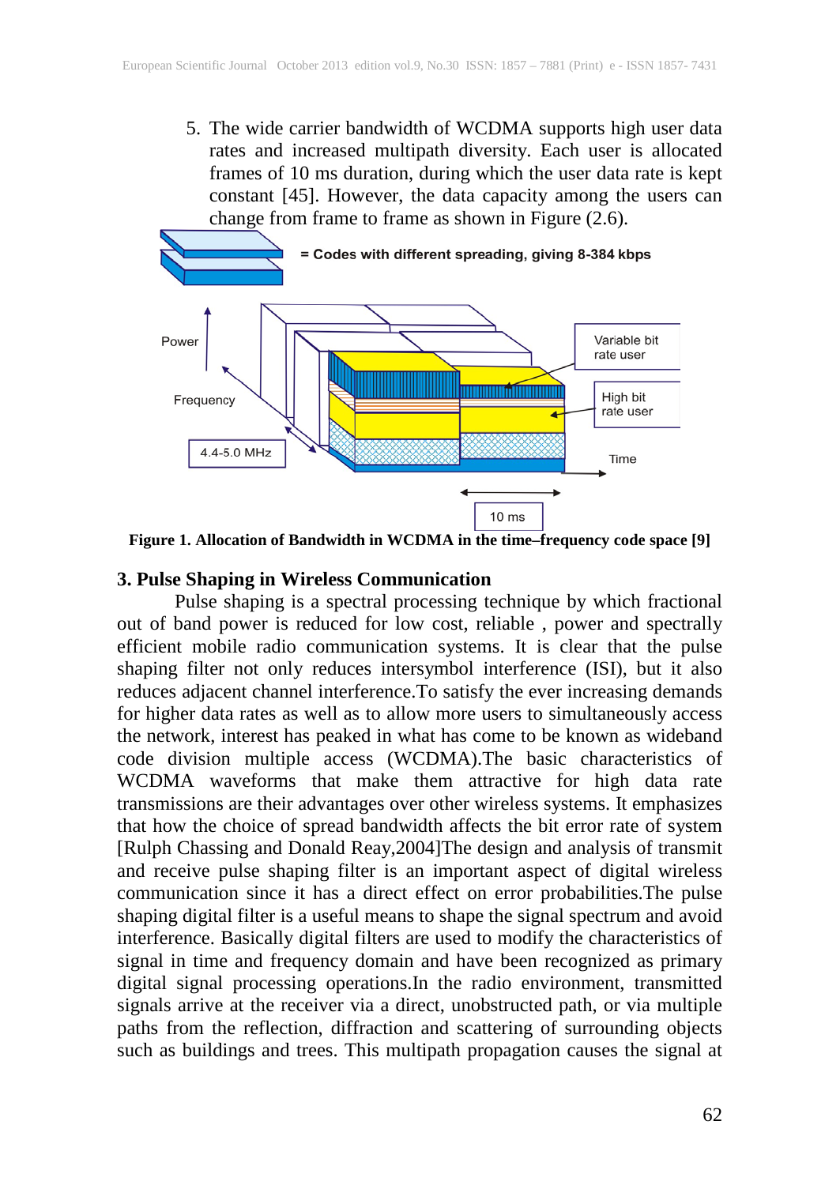5. The wide carrier bandwidth of WCDMA supports high user data rates and increased multipath diversity. Each user is allocated frames of 10 ms duration, during which the user data rate is kept constant [45]. However, the data capacity among the users can change from frame to frame as shown in Figure (2.6).

**Figure 1. Allocation of Bandwidth in WCDMA in the time–frequency code space [9]**

## 3. Pulse Shaping in Wireless Communication

Pulse shaping is a spectral processing technique by which fractional out of band power is reduced for low cost, reliable , power and spectrally efficient mobile radio communication systems. It is clear that the pulse shaping filter not only reduces intersymbol interference (ISI), but it also reduces adjacent channel interference.To satisfy the ever increasing demands for higher data rates as well as to allow more users to simultaneously access the network, interest has peaked in what has come to be known as wideband code division multiple access (WCDMA).The basic characteristics of WCDMA waveforms that make them attractive for high data rate transmissions are their advantages over other wireless systems. It emphasizes that how the choice of spread bandwidth affects the bit error rate of system [Rulph Chassing and Donald Reay,2004]The design and analysis of transmit and receive pulse shaping filter is an important aspect of digital wireless communication since it has a direct effect on error probabilities.The pulse shaping digital filter is a useful means to shape the signal spectrum and avoid interference. Basically digital filters are used to modify the characteristics of signal in time and frequency domain and have been recognized as primary digital signal processing operations.In the radio environment, transmitted signals arrive at the receiver via a direct, unobstructed path, or via multiple paths from the reflection, diffraction and scattering of surrounding objects such as buildings and trees. This multipath propagation causes the signal at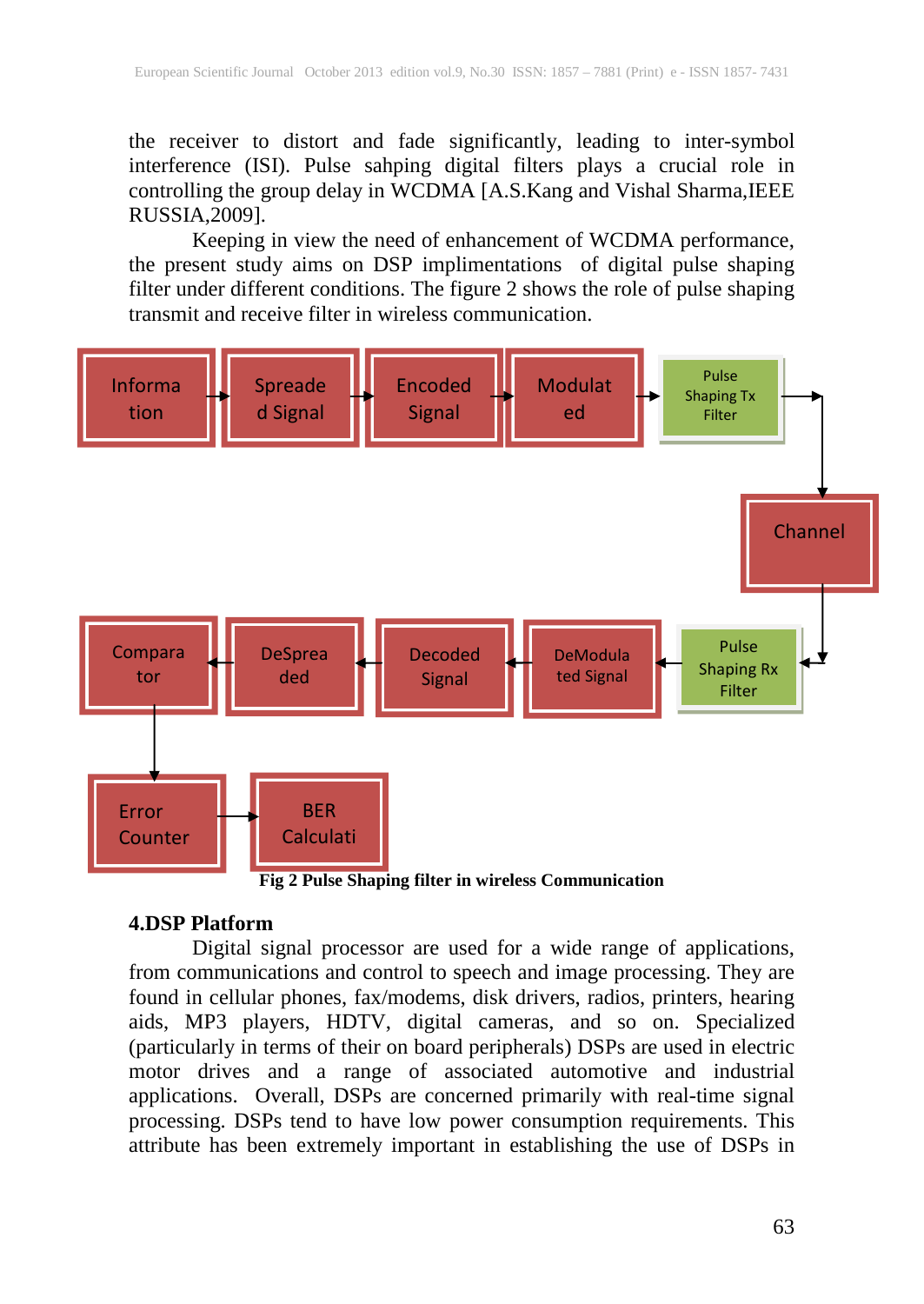the receiver to distort and fade significantly, leading to inter-symbol interference (ISI). Pulse sahping digital filters plays a crucial role in controlling the group delay in WCDMA [A.S.Kang and Vishal Sharma,IEEE RUSSIA,2009].

Keeping in view the need of enhancement of WCDMA performance, the present study aims on DSP implimentations of digital pulse shaping filter under different conditions. The figure 2 shows the role of pulse shaping transmit and receive filter in wireless communication.

Informa tion → Spreade d Signal → Encoded Signal → Modulat ed → Pulse Shaping Tx Filter → Channel → Pulse Shaping Rx Filter → DeModula ted Signal → Decoded Signal → DeSprea ded → Compara tor → Error Counter → BER Calculati

**Fig 2 Pulse Shaping filter in wireless Communication**

## 4.DSP Platform

Digital signal processor are used for a wide range of applications, from communications and control to speech and image processing. They are found in cellular phones, fax/modems, disk drivers, radios, printers, hearing aids, MP3 players, HDTV, digital cameras, and so on. Specialized (particularly in terms of their on board peripherals) DSPs are used in electric motor drives and a range of associated automotive and industrial applications. Overall, DSPs are concerned primarily with real-time signal processing. DSPs tend to have low power consumption requirements. This attribute has been extremely important in establishing the use of DSPs in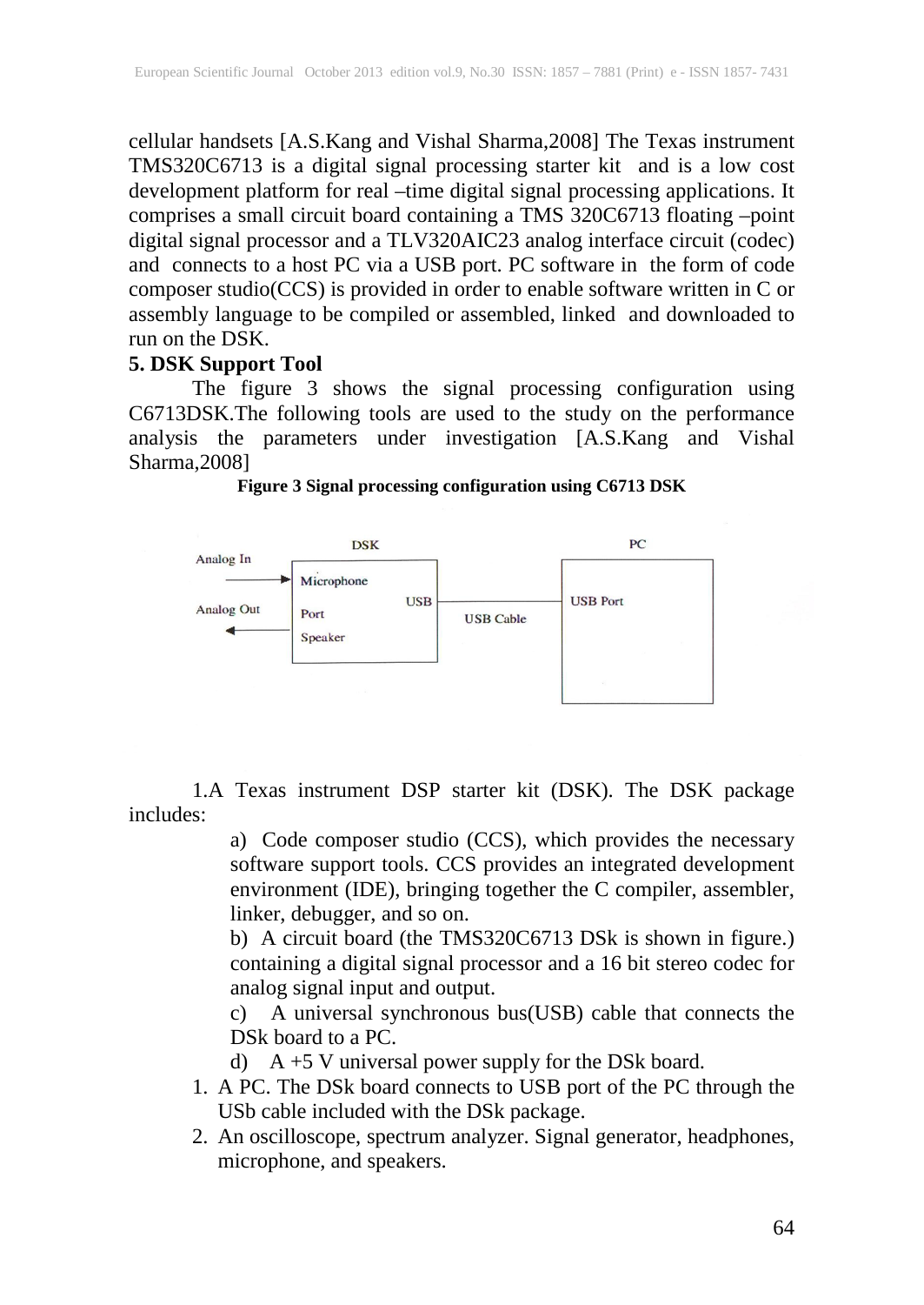cellular handsets [A.S.Kang and Vishal Sharma,2008] The Texas instrument TMS320C6713 is a digital signal processing starter kit and is a low cost development platform for real –time digital signal processing applications. It comprises a small circuit board containing a TMS 320C6713 floating –point digital signal processor and a TLV320AIC23 analog interface circuit (codec) and connects to a host PC via a USB port. PC software in the form of code composer studio(CCS) is provided in order to enable software written in C or assembly language to be compiled or assembled, linked and downloaded to run on the DSK.

**5. DSK Support Tool**

The figure 3 shows the signal processing configuration using C6713DSK.The following tools are used to the study on the performance analysis the parameters under investigation [A.S.Kang and Vishal Sharma,2008]

**Figure 3 Signal processing configuration using C6713 DSK**

1.A Texas instrument DSP starter kit (DSK). The DSK package includes:

a) Code composer studio (CCS), which provides the necessary software support tools. CCS provides an integrated development environment (IDE), bringing together the C compiler, assembler, linker, debugger, and so on.

b) A circuit board (the TMS320C6713 DSk is shown in figure.) containing a digital signal processor and a 16 bit stereo codec for analog signal input and output.

c) A universal synchronous bus(USB) cable that connects the DSk board to a PC.

d) A +5 V universal power supply for the DSk board.

1. A PC. The DSk board connects to USB port of the PC through the USb cable included with the DSk package.
2. An oscilloscope, spectrum analyzer. Signal generator, headphones, microphone, and speakers.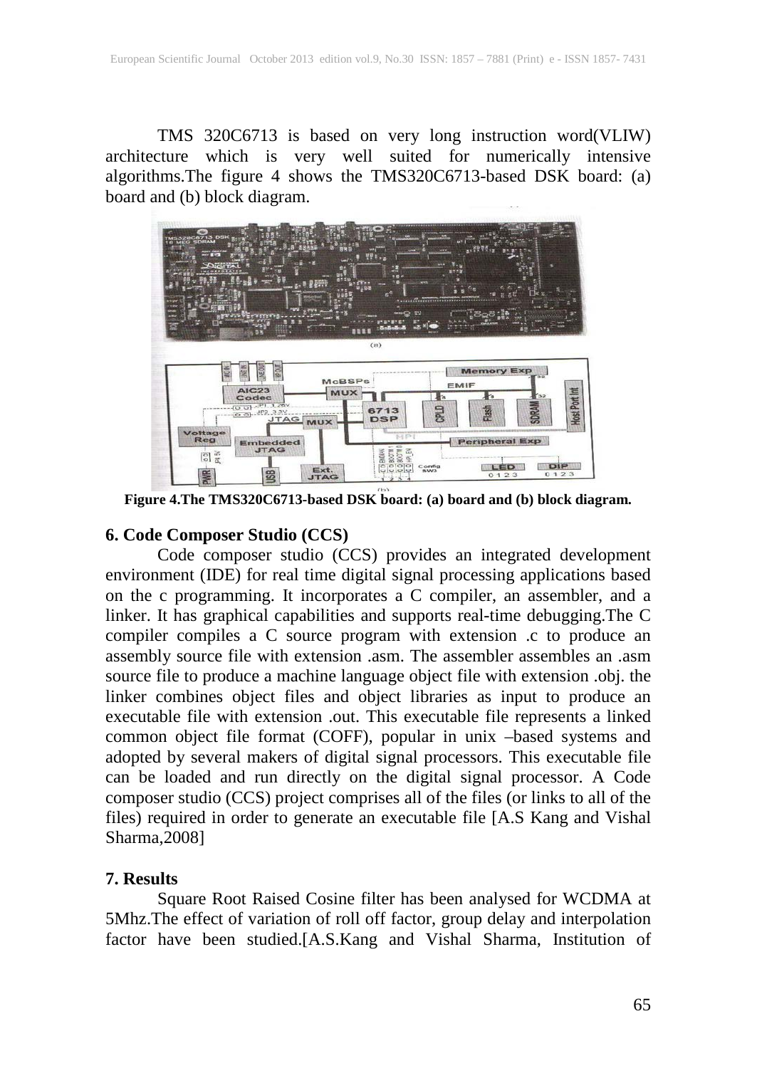TMS 320C6713 is based on very long instruction word(VLIW) architecture which is very well suited for numerically intensive algorithms.The figure 4 shows the TMS320C6713-based DSK board: (a) board and (b) block diagram.

**Figure 4.The TMS320C6713-based DSK board: (a) board and (b) block diagram.**

## 6. Code Composer Studio (CCS)

Code composer studio (CCS) provides an integrated development environment (IDE) for real time digital signal processing applications based on the c programming. It incorporates a C compiler, an assembler, and a linker. It has graphical capabilities and supports real-time debugging.The C compiler compiles a C source program with extension .c to produce an assembly source file with extension .asm. The assembler assembles an .asm source file to produce a machine language object file with extension .obj. the linker combines object files and object libraries as input to produce an executable file with extension .out. This executable file represents a linked common object file format (COFF), popular in unix –based systems and adopted by several makers of digital signal processors. This executable file can be loaded and run directly on the digital signal processor. A Code composer studio (CCS) project comprises all of the files (or links to all of the files) required in order to generate an executable file [A.S Kang and Vishal Sharma,2008]

## 7. Results

Square Root Raised Cosine filter has been analysed for WCDMA at 5Mhz.The effect of variation of roll off factor, group delay and interpolation factor have been studied.[A.S.Kang and Vishal Sharma, Institution of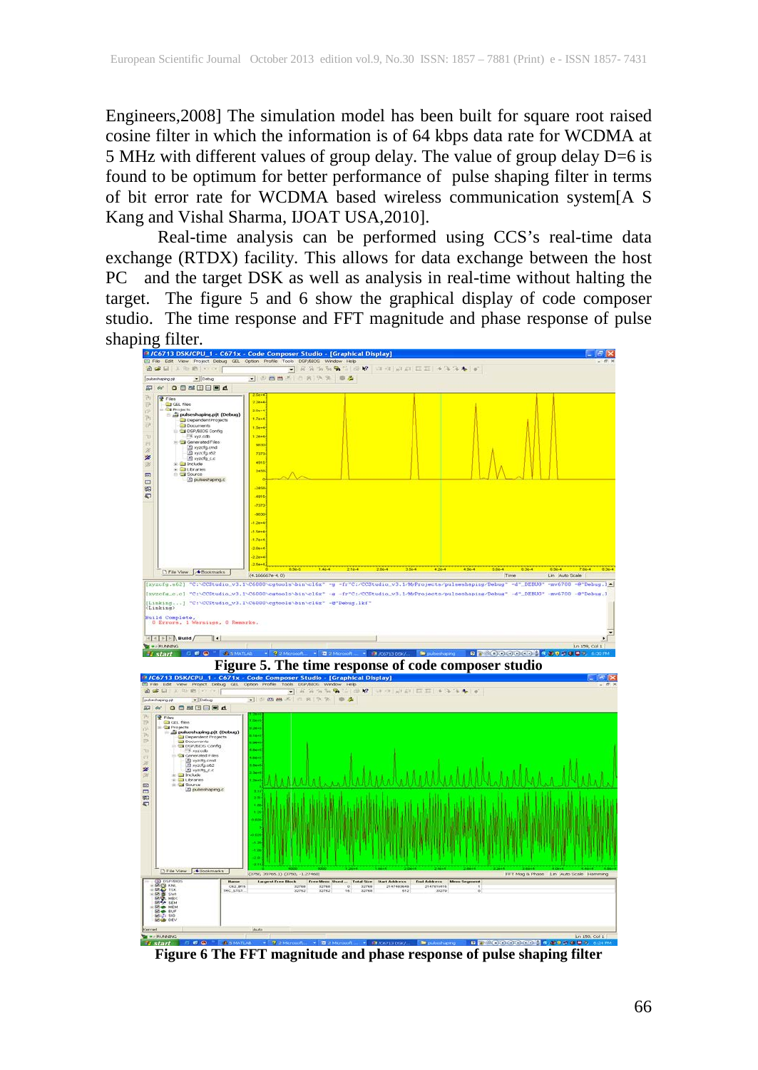Engineers,2008] The simulation model has been built for square root raised cosine filter in which the information is of 64 kbps data rate for WCDMA at 5 MHz with different values of group delay. The value of group delay D=6 is found to be optimum for better performance of pulse shaping filter in terms of bit error rate for WCDMA based wireless communication system[A S Kang and Vishal Sharma, IJOAT USA,2010].

Real-time analysis can be performed using CCS's real-time data exchange (RTDX) facility. This allows for data exchange between the host PC and the target DSK as well as analysis in real-time without halting the target. The figure 5 and 6 show the graphical display of code composer studio. The time response and FFT magnitude and phase response of pulse shaping filter.

**Figure 5. The time response of code composer studio**

**Figure 6 The FFT magnitude and phase response of pulse shaping filter**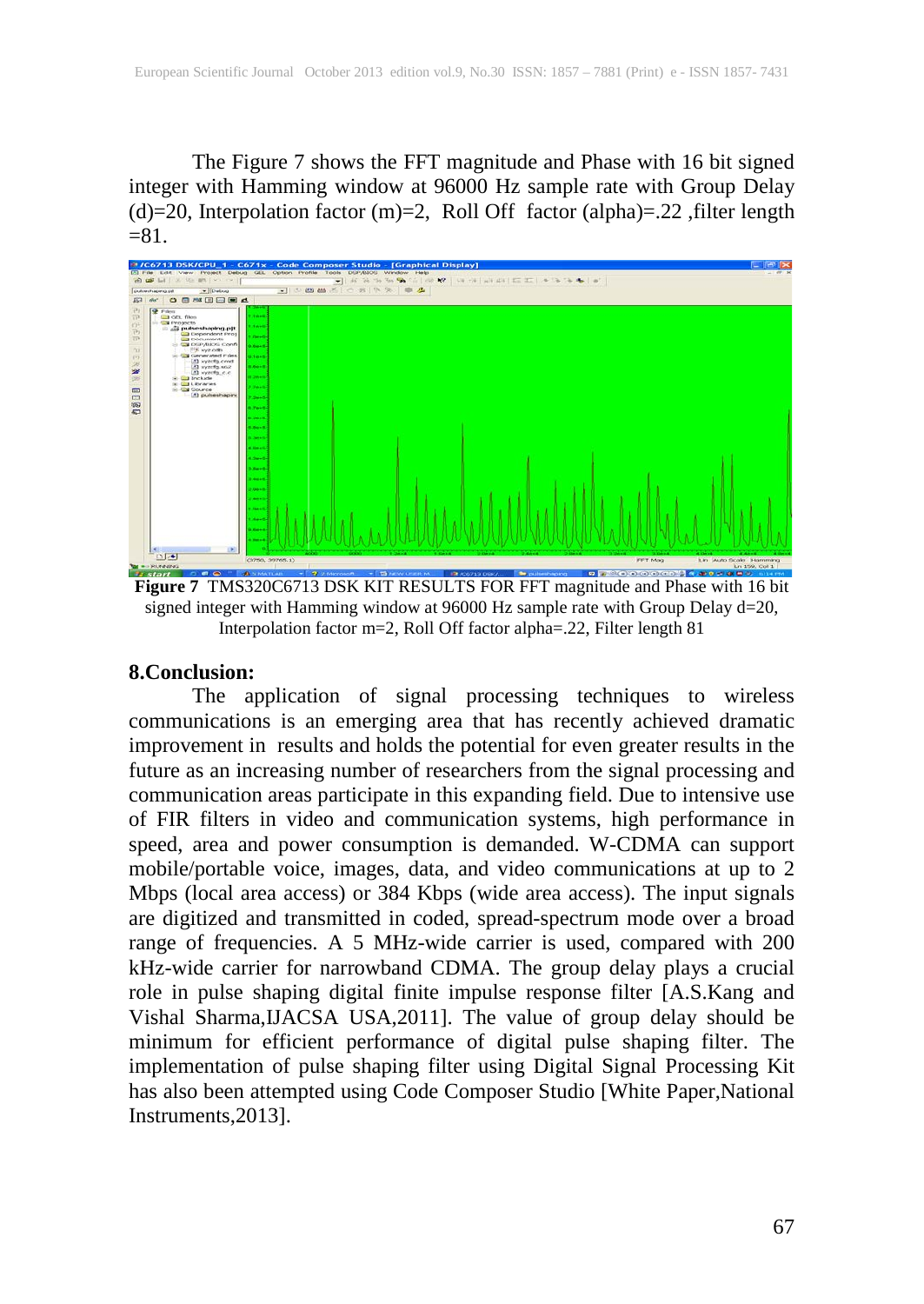The Figure 7 shows the FFT magnitude and Phase with 16 bit signed integer with Hamming window at 96000 Hz sample rate with Group Delay (d)=20, Interpolation factor (m)=2, Roll Off factor (alpha)=.22 ,filter length =81.

**Figure 7** TMS320C6713 DSK KIT RESULTS FOR FFT magnitude and Phase with 16 bit signed integer with Hamming window at 96000 Hz sample rate with Group Delay d=20, Interpolation factor m=2, Roll Off factor alpha=.22, Filter length 81

## 8.Conclusion:

The application of signal processing techniques to wireless communications is an emerging area that has recently achieved dramatic improvement in results and holds the potential for even greater results in the future as an increasing number of researchers from the signal processing and communication areas participate in this expanding field. Due to intensive use of FIR filters in video and communication systems, high performance in speed, area and power consumption is demanded. W-CDMA can support mobile/portable voice, images, data, and video communications at up to 2 Mbps (local area access) or 384 Kbps (wide area access). The input signals are digitized and transmitted in coded, spread-spectrum mode over a broad range of frequencies. A 5 MHz-wide carrier is used, compared with 200 kHz-wide carrier for narrowband CDMA. The group delay plays a crucial role in pulse shaping digital finite impulse response filter [A.S.Kang and Vishal Sharma,IJACSA USA,2011]. The value of group delay should be minimum for efficient performance of digital pulse shaping filter. The implementation of pulse shaping filter using Digital Signal Processing Kit has also been attempted using Code Composer Studio [White Paper,National Instruments,2013].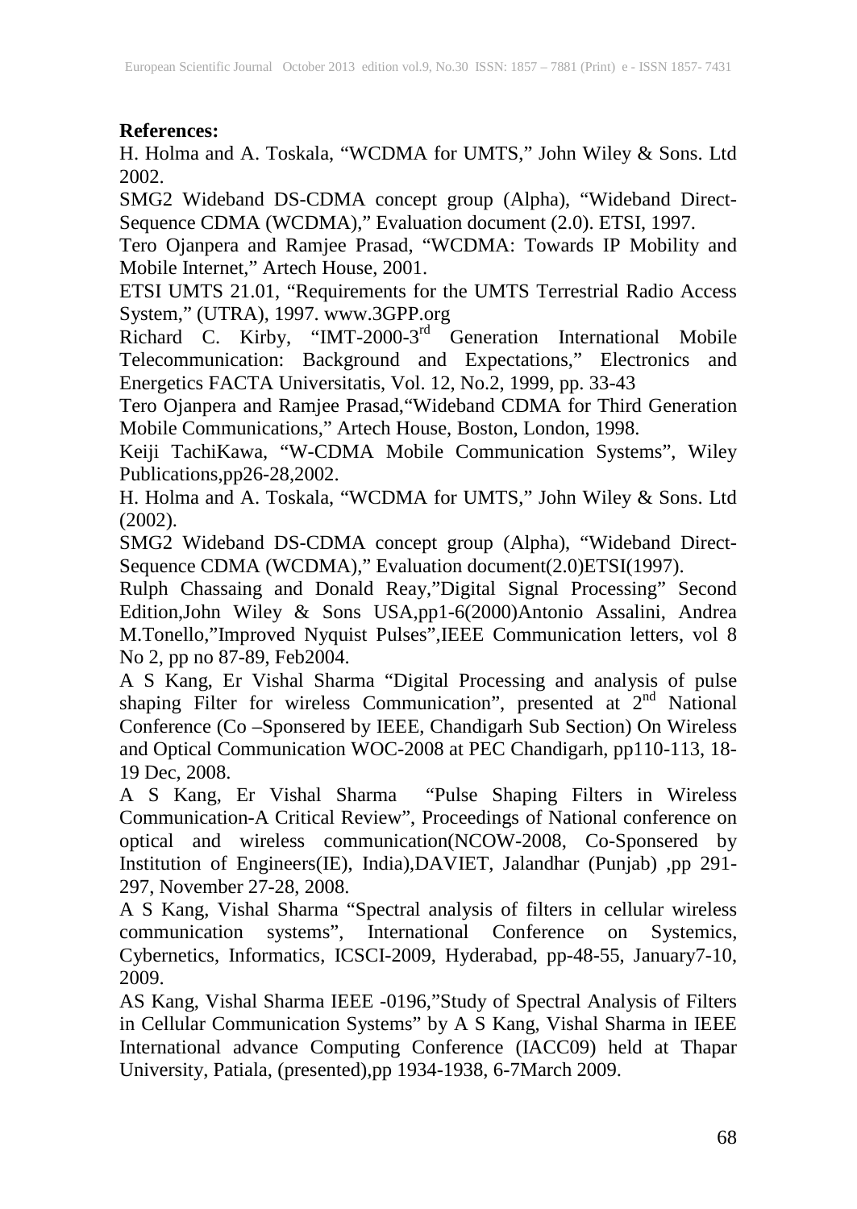**References:**

H. Holma and A. Toskala, "WCDMA for UMTS," John Wiley & Sons. Ltd 2002.

SMG2 Wideband DS-CDMA concept group (Alpha), "Wideband Direct-Sequence CDMA (WCDMA)," Evaluation document (2.0). ETSI, 1997.

Tero Ojanpera and Ramjee Prasad, "WCDMA: Towards IP Mobility and Mobile Internet," Artech House, 2001.

ETSI UMTS 21.01, "Requirements for the UMTS Terrestrial Radio Access System," (UTRA), 1997. www.3GPP.org

Richard C. Kirby, "IMT-2000-3rd Generation International Mobile Telecommunication: Background and Expectations," Electronics and Energetics FACTA Universitatis, Vol. 12, No.2, 1999, pp. 33-43

Tero Ojanpera and Ramjee Prasad,"Wideband CDMA for Third Generation Mobile Communications," Artech House, Boston, London, 1998.

Keiji TachiKawa, "W-CDMA Mobile Communication Systems", Wiley Publications,pp26-28,2002.

H. Holma and A. Toskala, "WCDMA for UMTS," John Wiley & Sons. Ltd (2002).

SMG2 Wideband DS-CDMA concept group (Alpha), "Wideband Direct-Sequence CDMA (WCDMA)," Evaluation document(2.0)ETSI(1997).

Rulph Chassaing and Donald Reay,"Digital Signal Processing" Second Edition,John Wiley & Sons USA,pp1-6(2000)Antonio Assalini, Andrea M.Tonello,"Improved Nyquist Pulses",IEEE Communication letters, vol 8 No 2, pp no 87-89, Feb2004.

A S Kang, Er Vishal Sharma "Digital Processing and analysis of pulse shaping Filter for wireless Communication", presented at 2nd National Conference (Co –Sponsered by IEEE, Chandigarh Sub Section) On Wireless and Optical Communication WOC-2008 at PEC Chandigarh, pp110-113, 18-19 Dec, 2008.

A S Kang, Er Vishal Sharma "Pulse Shaping Filters in Wireless Communication-A Critical Review", Proceedings of National conference on optical and wireless communication(NCOW-2008, Co-Sponsered by Institution of Engineers(IE), India),DAVIET, Jalandhar (Punjab) ,pp 291-297, November 27-28, 2008.

A S Kang, Vishal Sharma "Spectral analysis of filters in cellular wireless communication systems", International Conference on Systemics, Cybernetics, Informatics, ICSCI-2009, Hyderabad, pp-48-55, January7-10, 2009.

AS Kang, Vishal Sharma IEEE -0196,"Study of Spectral Analysis of Filters in Cellular Communication Systems" by A S Kang, Vishal Sharma in IEEE International advance Computing Conference (IACC09) held at Thapar University, Patiala, (presented),pp 1934-1938, 6-7March 2009.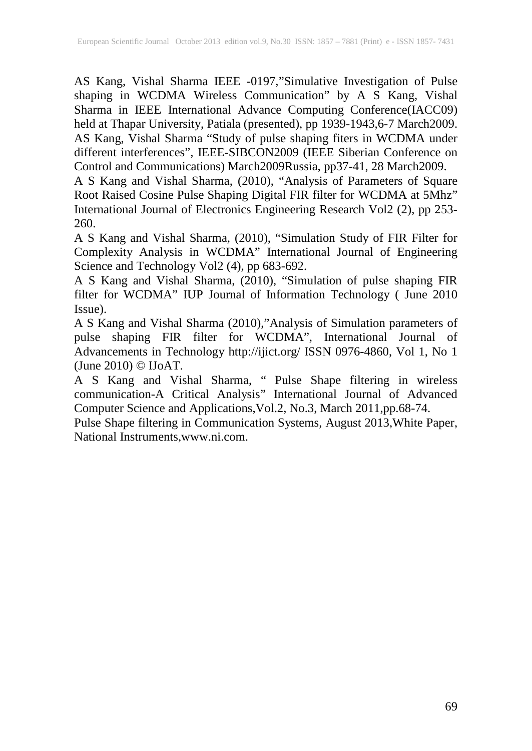AS Kang, Vishal Sharma IEEE -0197,"Simulative Investigation of Pulse shaping in WCDMA Wireless Communication" by A S Kang, Vishal Sharma in IEEE International Advance Computing Conference(IACC09) held at Thapar University, Patiala (presented), pp 1939-1943,6-7 March2009.

AS Kang, Vishal Sharma "Study of pulse shaping fiters in WCDMA under different interferences", IEEE-SIBCON2009 (IEEE Siberian Conference on Control and Communications) March2009Russia, pp37-41, 28 March2009.

A S Kang and Vishal Sharma, (2010), "Analysis of Parameters of Square Root Raised Cosine Pulse Shaping Digital FIR filter for WCDMA at 5Mhz" International Journal of Electronics Engineering Research Vol2 (2), pp 253-260.

A S Kang and Vishal Sharma, (2010), "Simulation Study of FIR Filter for Complexity Analysis in WCDMA" International Journal of Engineering Science and Technology Vol2 (4), pp 683-692.

A S Kang and Vishal Sharma, (2010), "Simulation of pulse shaping FIR filter for WCDMA" IUP Journal of Information Technology ( June 2010 Issue).

A S Kang and Vishal Sharma (2010),"Analysis of Simulation parameters of pulse shaping FIR filter for WCDMA", International Journal of Advancements in Technology http://ijict.org/ ISSN 0976-4860, Vol 1, No 1 (June 2010) © IJoAT.

A S Kang and Vishal Sharma, " Pulse Shape filtering in wireless communication-A Critical Analysis" International Journal of Advanced Computer Science and Applications,Vol.2, No.3, March 2011,pp.68-74.

Pulse Shape filtering in Communication Systems, August 2013,White Paper, National Instruments,www.ni.com.